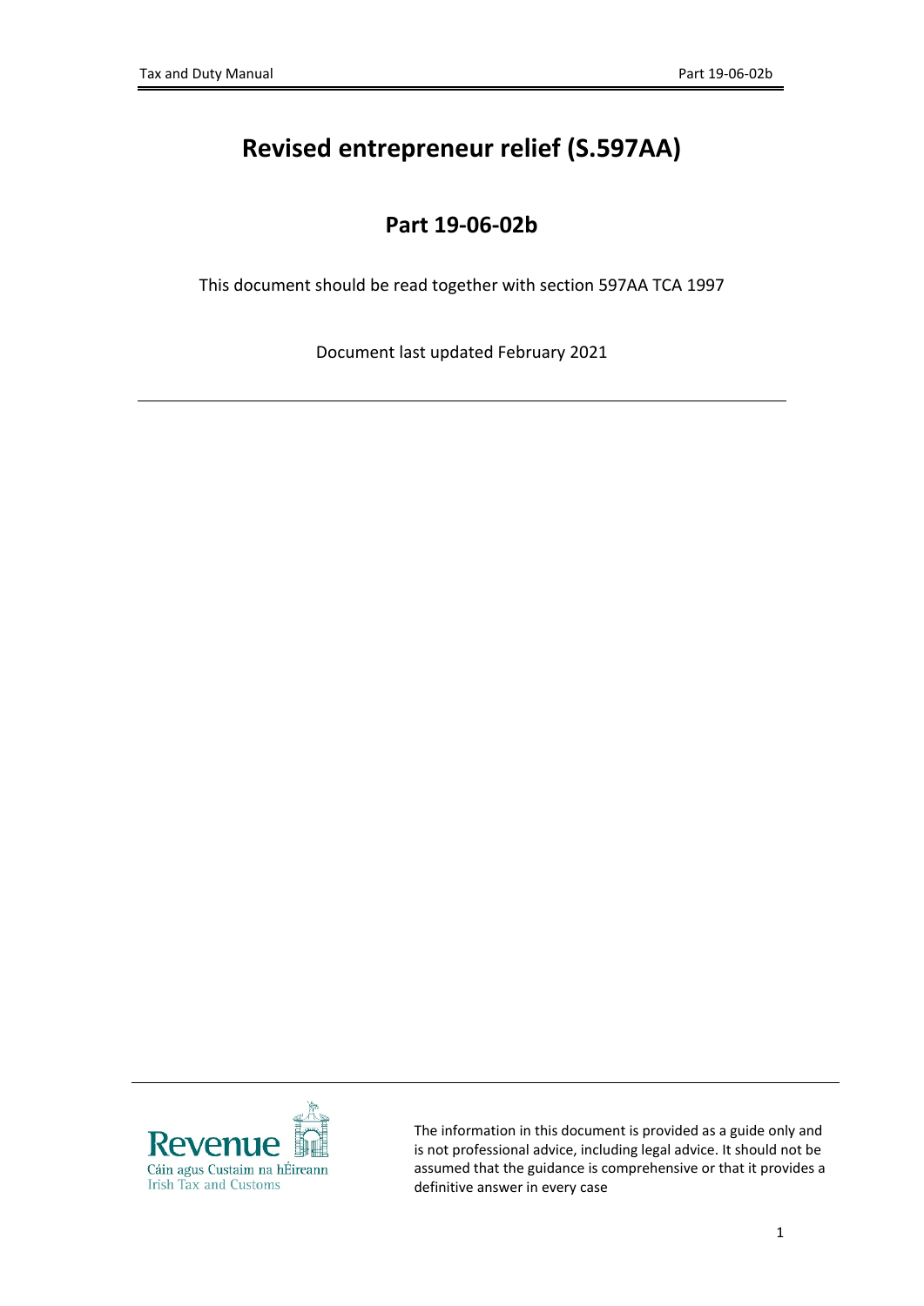# Revised entrepreneur relief (S.597AA)

## Part 19-06-02b

This document should be read together with section 597AA TCA 1997

Document last updated February 2021

---

The information in this document is provided as a guide only and is not professional advice, including legal advice. It should not be assumed that the guidance is comprehensive or that it provides a definitive answer in every case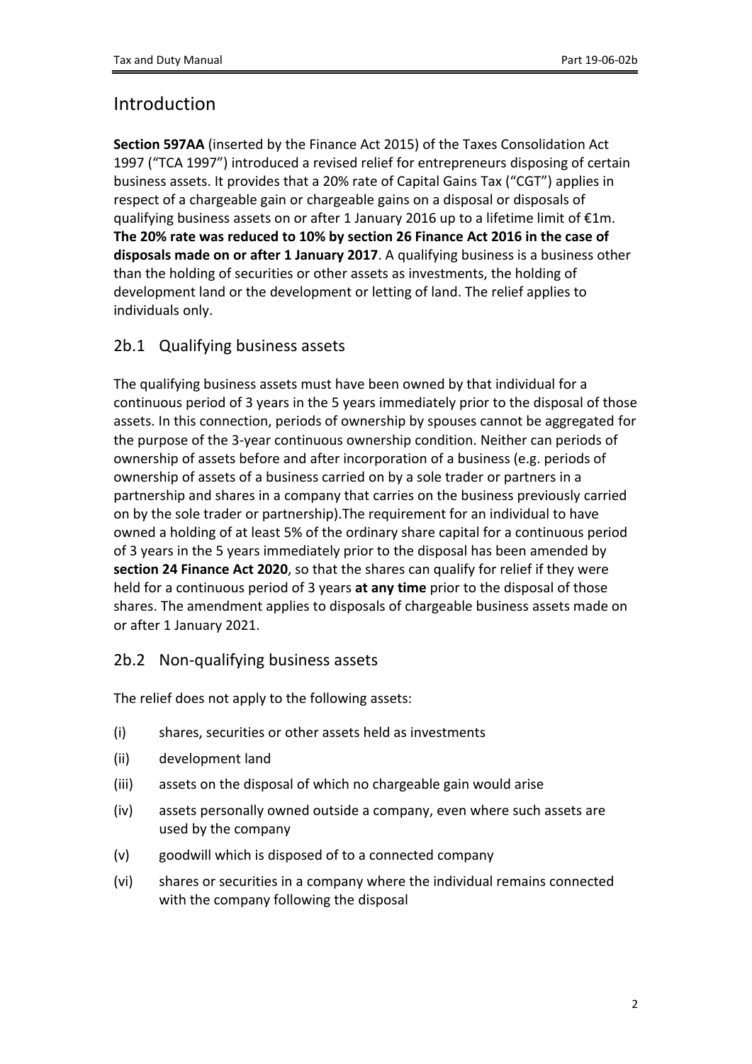## Introduction

**Section 597AA** (inserted by the Finance Act 2015) of the Taxes Consolidation Act 1997 ("TCA 1997") introduced a revised relief for entrepreneurs disposing of certain business assets. It provides that a 20% rate of Capital Gains Tax ("CGT") applies in respect of a chargeable gain or chargeable gains on a disposal or disposals of qualifying business assets on or after 1 January 2016 up to a lifetime limit of €1m. **The 20% rate was reduced to 10% by section 26 Finance Act 2016 in the case of disposals made on or after 1 January 2017**. A qualifying business is a business other than the holding of securities or other assets as investments, the holding of development land or the development or letting of land. The relief applies to individuals only.

### 2b.1 Qualifying business assets

The qualifying business assets must have been owned by that individual for a continuous period of 3 years in the 5 years immediately prior to the disposal of those assets. In this connection, periods of ownership by spouses cannot be aggregated for the purpose of the 3-year continuous ownership condition. Neither can periods of ownership of assets before and after incorporation of a business (e.g. periods of ownership of assets of a business carried on by a sole trader or partners in a partnership and shares in a company that carries on the business previously carried on by the sole trader or partnership).The requirement for an individual to have owned a holding of at least 5% of the ordinary share capital for a continuous period of 3 years in the 5 years immediately prior to the disposal has been amended by **section 24 Finance Act 2020**, so that the shares can qualify for relief if they were held for a continuous period of 3 years **at any time** prior to the disposal of those shares. The amendment applies to disposals of chargeable business assets made on or after 1 January 2021.

### 2b.2 Non-qualifying business assets

The relief does not apply to the following assets:

(i) shares, securities or other assets held as investments

(ii) development land

(iii) assets on the disposal of which no chargeable gain would arise

(iv) assets personally owned outside a company, even where such assets are used by the company

(v) goodwill which is disposed of to a connected company

(vi) shares or securities in a company where the individual remains connected with the company following the disposal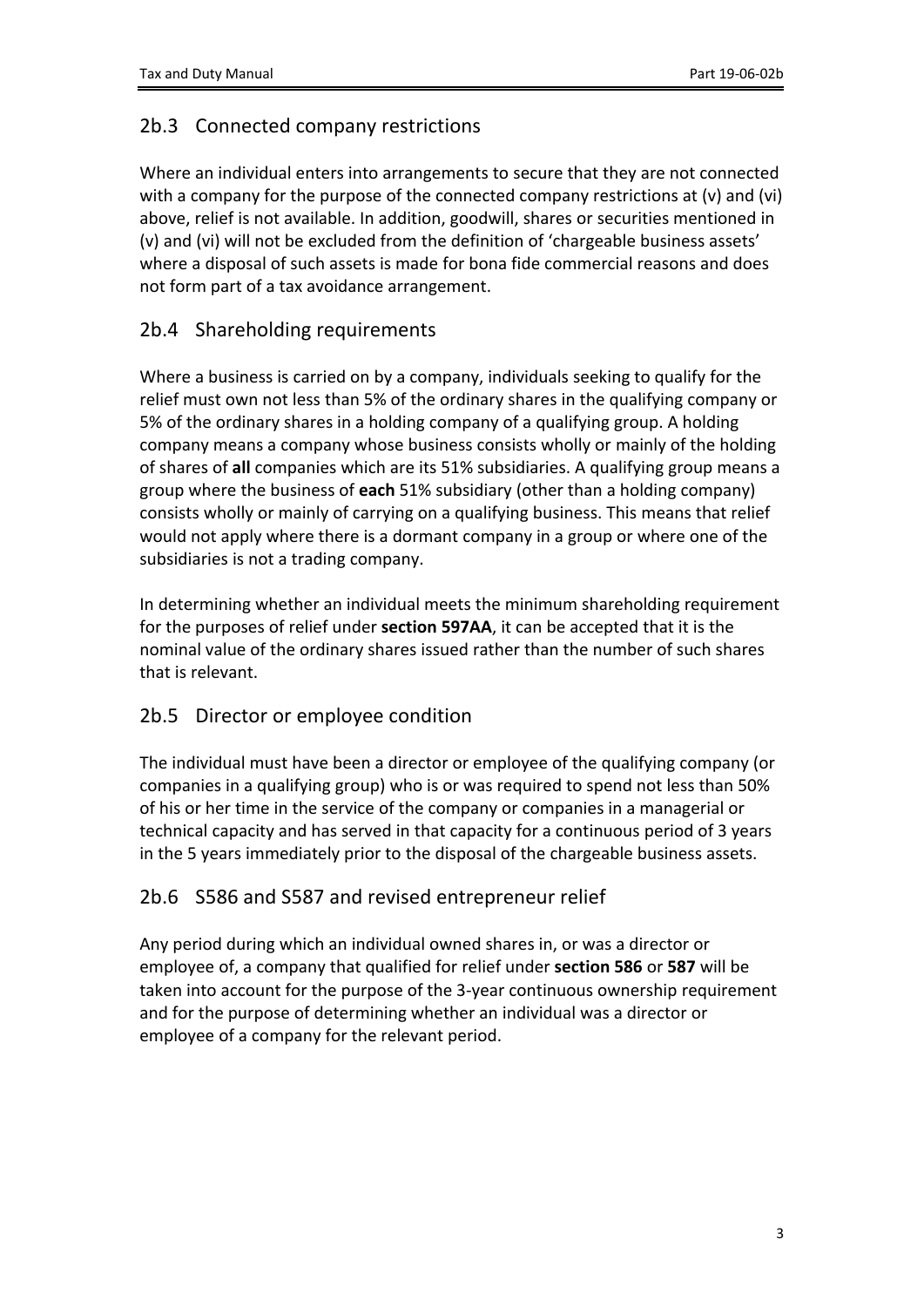## 2b.3 Connected company restrictions

Where an individual enters into arrangements to secure that they are not connected with a company for the purpose of the connected company restrictions at (v) and (vi) above, relief is not available. In addition, goodwill, shares or securities mentioned in (v) and (vi) will not be excluded from the definition of 'chargeable business assets' where a disposal of such assets is made for bona fide commercial reasons and does not form part of a tax avoidance arrangement.

## 2b.4 Shareholding requirements

Where a business is carried on by a company, individuals seeking to qualify for the relief must own not less than 5% of the ordinary shares in the qualifying company or 5% of the ordinary shares in a holding company of a qualifying group. A holding company means a company whose business consists wholly or mainly of the holding of shares of **all** companies which are its 51% subsidiaries. A qualifying group means a group where the business of **each** 51% subsidiary (other than a holding company) consists wholly or mainly of carrying on a qualifying business. This means that relief would not apply where there is a dormant company in a group or where one of the subsidiaries is not a trading company.

In determining whether an individual meets the minimum shareholding requirement for the purposes of relief under **section 597AA**, it can be accepted that it is the nominal value of the ordinary shares issued rather than the number of such shares that is relevant.

## 2b.5 Director or employee condition

The individual must have been a director or employee of the qualifying company (or companies in a qualifying group) who is or was required to spend not less than 50% of his or her time in the service of the company or companies in a managerial or technical capacity and has served in that capacity for a continuous period of 3 years in the 5 years immediately prior to the disposal of the chargeable business assets.

## 2b.6 S586 and S587 and revised entrepreneur relief

Any period during which an individual owned shares in, or was a director or employee of, a company that qualified for relief under **section 586** or **587** will be taken into account for the purpose of the 3-year continuous ownership requirement and for the purpose of determining whether an individual was a director or employee of a company for the relevant period.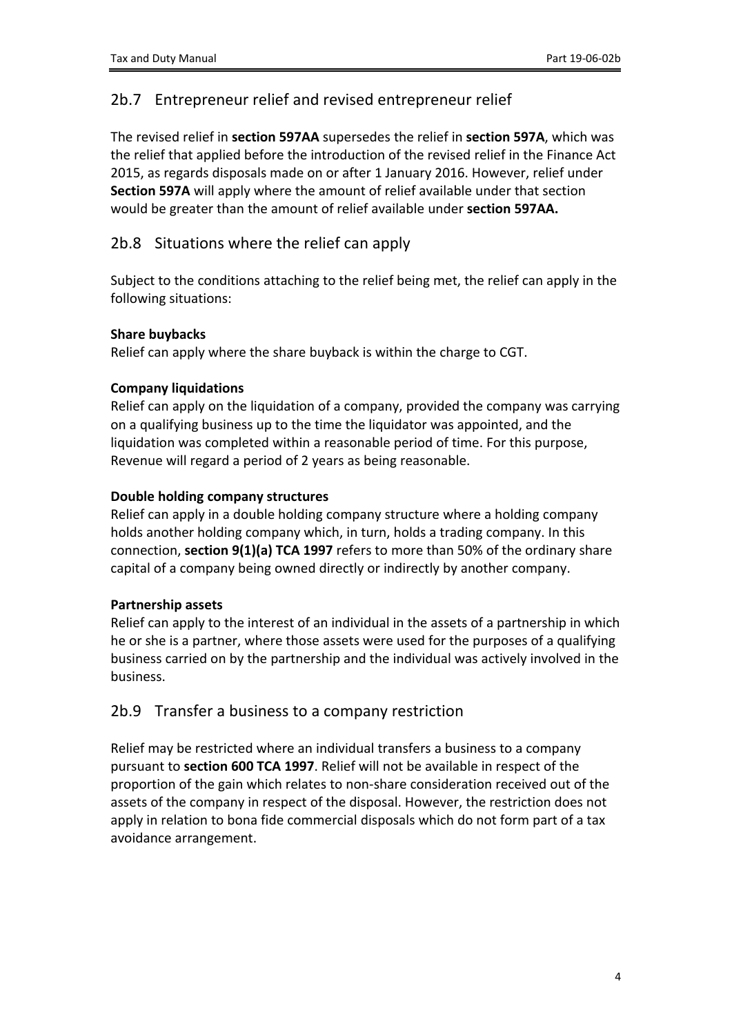## 2b.7 Entrepreneur relief and revised entrepreneur relief

The revised relief in **section 597AA** supersedes the relief in **section 597A**, which was the relief that applied before the introduction of the revised relief in the Finance Act 2015, as regards disposals made on or after 1 January 2016. However, relief under **Section 597A** will apply where the amount of relief available under that section would be greater than the amount of relief available under **section 597AA.**

## 2b.8 Situations where the relief can apply

Subject to the conditions attaching to the relief being met, the relief can apply in the following situations:

**Share buybacks**
Relief can apply where the share buyback is within the charge to CGT.

**Company liquidations**
Relief can apply on the liquidation of a company, provided the company was carrying on a qualifying business up to the time the liquidator was appointed, and the liquidation was completed within a reasonable period of time. For this purpose, Revenue will regard a period of 2 years as being reasonable.

**Double holding company structures**
Relief can apply in a double holding company structure where a holding company holds another holding company which, in turn, holds a trading company. In this connection, **section 9(1)(a) TCA 1997** refers to more than 50% of the ordinary share capital of a company being owned directly or indirectly by another company.

**Partnership assets**
Relief can apply to the interest of an individual in the assets of a partnership in which he or she is a partner, where those assets were used for the purposes of a qualifying business carried on by the partnership and the individual was actively involved in the business.

## 2b.9 Transfer a business to a company restriction

Relief may be restricted where an individual transfers a business to a company pursuant to **section 600 TCA 1997**. Relief will not be available in respect of the proportion of the gain which relates to non-share consideration received out of the assets of the company in respect of the disposal. However, the restriction does not apply in relation to bona fide commercial disposals which do not form part of a tax avoidance arrangement.